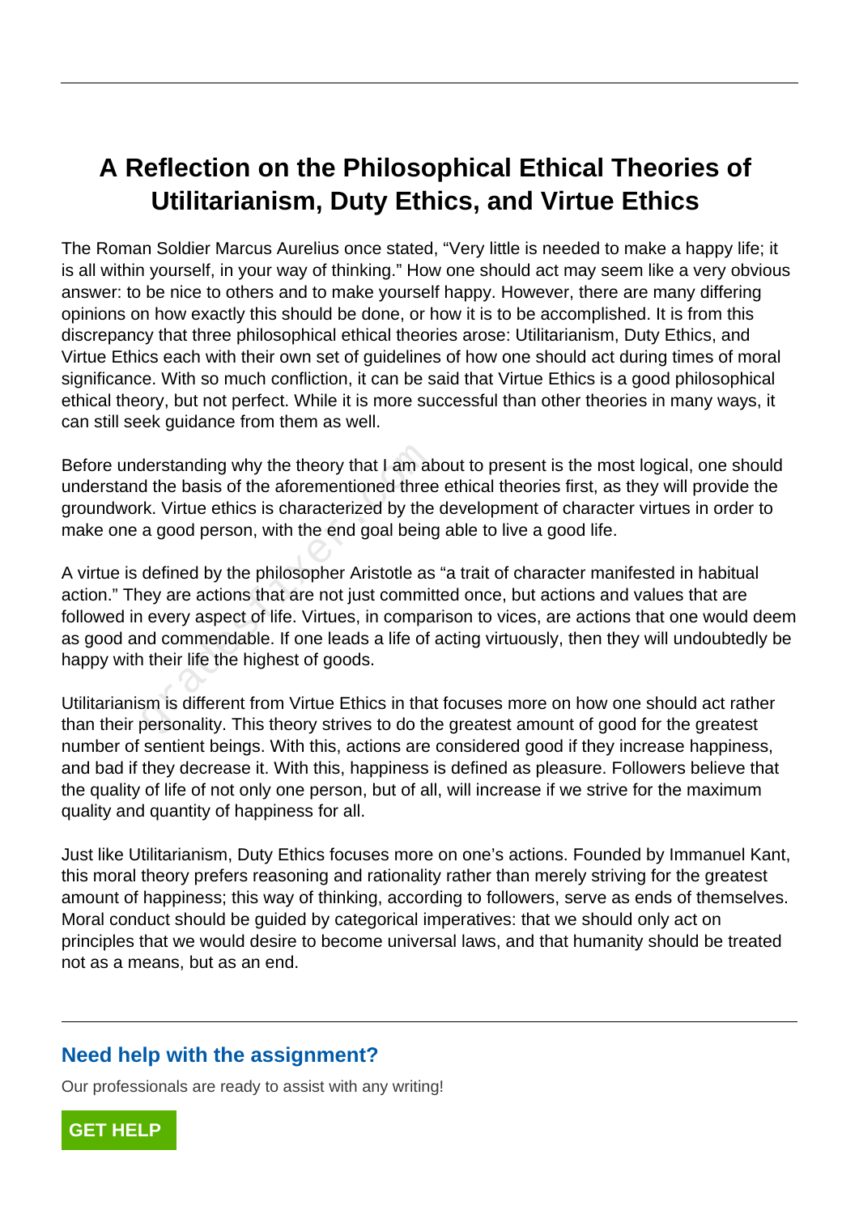# A Reflection on the Philosophical Ethical Theories of Utilitarianism, Duty Ethics, and Virtue Ethics

The Roman Soldier Marcus Aurelius once stated, "Very little is needed to make a happy life; it is all within yourself, in your way of thinking." How one should act may seem like a very obvious answer: to be nice to others and to make yourself happy. However, there are many differing opinions on how exactly this should be done, or how it is to be accomplished. It is from this discrepancy that three philosophical ethical theories arose: Utilitarianism, Duty Ethics, and Virtue Ethics each with their own set of guidelines of how one should act during times of moral significance. With so much confliction, it can be said that Virtue Ethics is a good philosophical ethical theory, but not perfect. While it is more successful than other theories in many ways, it can still seek guidance from them as well.

Before understanding why the theory that I am about to present is the most logical, one should understand the basis of the aforementioned three ethical theories first, as they will provide the groundwork. Virtue ethics is characterized by the development of character virtues in order to make one a good person, with the end goal being able to live a good life.

A virtue is defined by the philosopher Aristotle as "a trait of character manifested in habitual action." They are actions that are not just committed once, but actions and values that are followed in every aspect of life. Virtues, in comparison to vices, are actions that one would deem as good and commendable. If one leads a life of acting virtuously, then they will undoubtedly be happy with their life the highest of goods.

Utilitarianism is different from Virtue Ethics in that focuses more on how one should act rather than their personality. This theory strives to do the greatest amount of good for the greatest number of sentient beings. With this, actions are considered good if they increase happiness, and bad if they decrease it. With this, happiness is defined as pleasure. Followers believe that the quality of life of not only one person, but of all, will increase if we strive for the maximum quality and quantity of happiness for all.

Just like Utilitarianism, Duty Ethics focuses more on one's actions. Founded by Immanuel Kant, this moral theory prefers reasoning and rationality rather than merely striving for the greatest amount of happiness; this way of thinking, according to followers, serve as ends of themselves. Moral conduct should be guided by categorical imperatives: that we should only act on principles that we would desire to become universal laws, and that humanity should be treated not as a means, but as an end.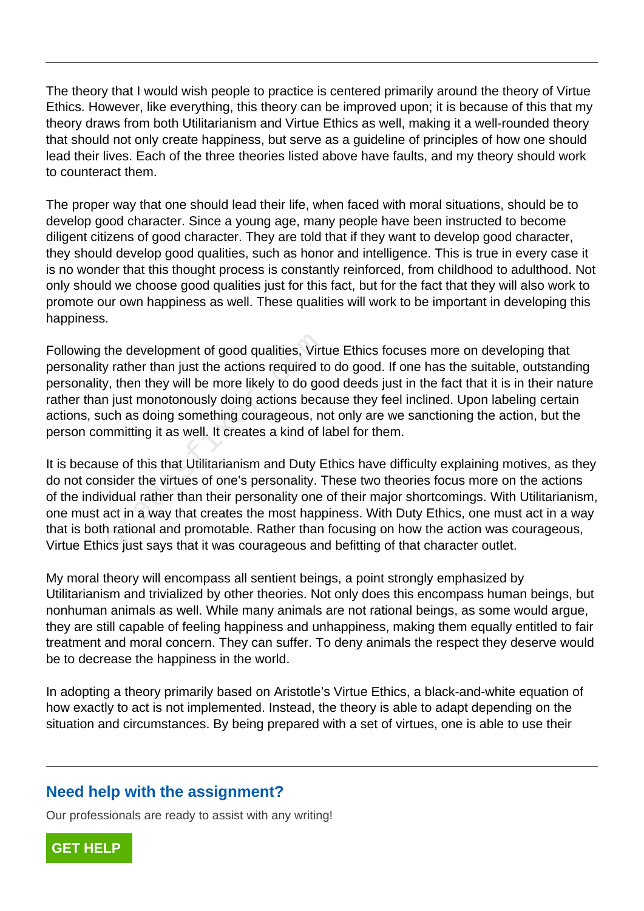The theory that I would wish people to practice is centered primarily around the theory of Virtue Ethics. However, like everything, this theory can be improved upon; it is because of this that my theory draws from both Utilitarianism and Virtue Ethics as well, making it a well-rounded theory that should not only create happiness, but serve as a guideline of principles of how one should lead their lives. Each of the three theories listed above have faults, and my theory should work to counteract them.

The proper way that one should lead their life, when faced with moral situations, should be to develop good character. Since a young age, many people have been instructed to become diligent citizens of good character. They are told that if they want to develop good character, they should develop good qualities, such as honor and intelligence. This is true in every case it is no wonder that this thought process is constantly reinforced, from childhood to adulthood. Not only should we choose good qualities just for this fact, but for the fact that they will also work to promote our own happiness as well. These qualities will work to be important in developing this happiness.

Following the development of good qualities, Virtue Ethics focuses more on developing that personality rather than just the actions required to do good. If one has the suitable, outstanding personality, then they will be more likely to do good deeds just in the fact that it is in their nature rather than just monotonously doing actions because they feel inclined. Upon labeling certain actions, such as doing something courageous, not only are we sanctioning the action, but the person committing it as well. It creates a kind of label for them.

It is because of this that Utilitarianism and Duty Ethics have difficulty explaining motives, as they do not consider the virtues of one's personality. These two theories focus more on the actions of the individual rather than their personality one of their major shortcomings. With Utilitarianism, one must act in a way that creates the most happiness. With Duty Ethics, one must act in a way that is both rational and promotable. Rather than focusing on how the action was courageous, Virtue Ethics just says that it was courageous and befitting of that character outlet.

My moral theory will encompass all sentient beings, a point strongly emphasized by Utilitarianism and trivialized by other theories. Not only does this encompass human beings, but nonhuman animals as well. While many animals are not rational beings, as some would argue, they are still capable of feeling happiness and unhappiness, making them equally entitled to fair treatment and moral concern. They can suffer. To deny animals the respect they deserve would be to decrease the happiness in the world.

In adopting a theory primarily based on Aristotle's Virtue Ethics, a black-and-white equation of how exactly to act is not implemented. Instead, the theory is able to adapt depending on the situation and circumstances. By being prepared with a set of virtues, one is able to use their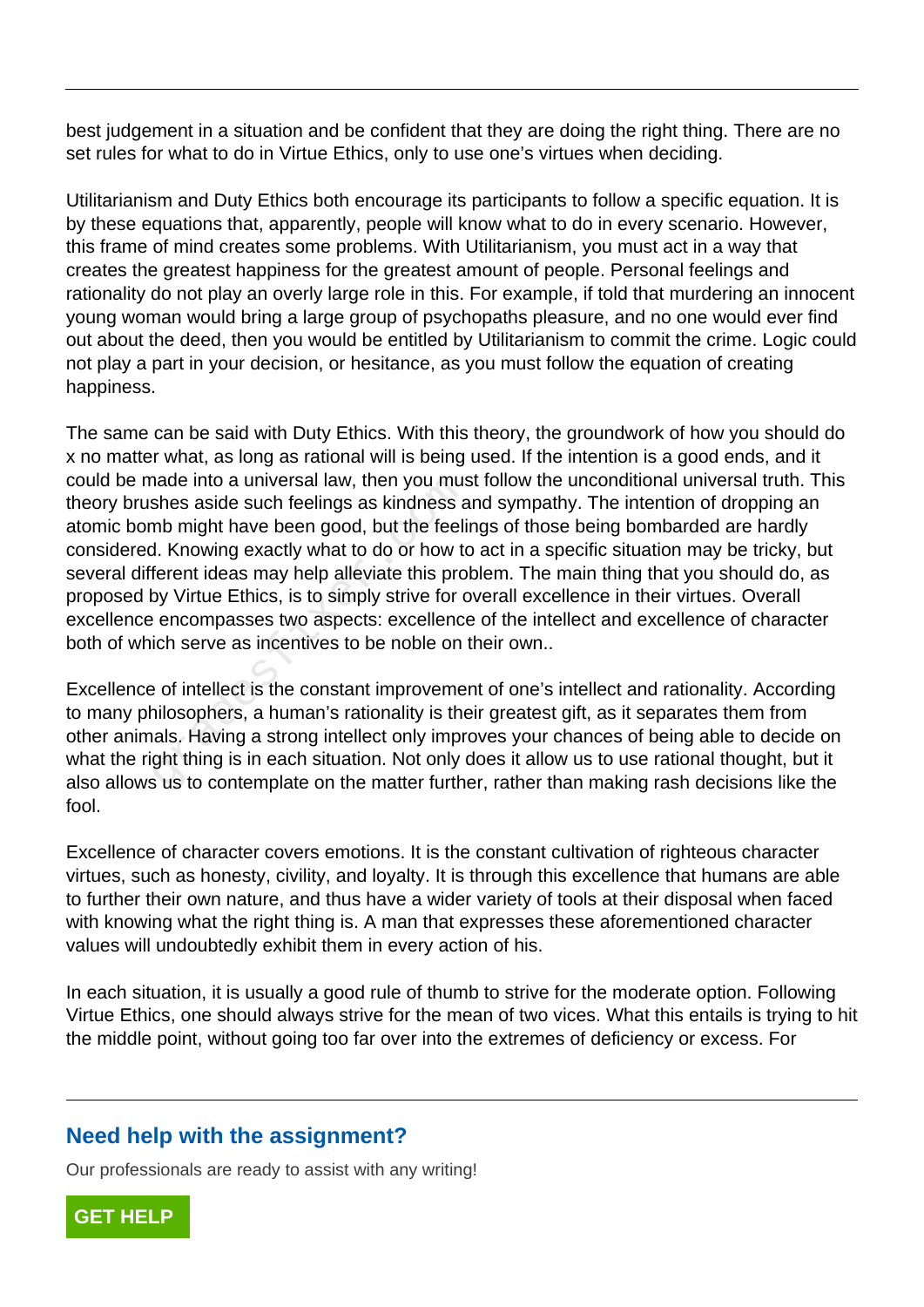best judgement in a situation and be confident that they are doing the right thing. There are no set rules for what to do in Virtue Ethics, only to use one's virtues when deciding.

Utilitarianism and Duty Ethics both encourage its participants to follow a specific equation. It is by these equations that, apparently, people will know what to do in every scenario. However, this frame of mind creates some problems. With Utilitarianism, you must act in a way that creates the greatest happiness for the greatest amount of people. Personal feelings and rationality do not play an overly large role in this. For example, if told that murdering an innocent young woman would bring a large group of psychopaths pleasure, and no one would ever find out about the deed, then you would be entitled by Utilitarianism to commit the crime. Logic could not play a part in your decision, or hesitance, as you must follow the equation of creating happiness.

The same can be said with Duty Ethics. With this theory, the groundwork of how you should do x no matter what, as long as rational will is being used. If the intention is a good ends, and it could be made into a universal law, then you must follow the unconditional universal truth. This theory brushes aside such feelings as kindness and sympathy. The intention of dropping an atomic bomb might have been good, but the feelings of those being bombarded are hardly considered. Knowing exactly what to do or how to act in a specific situation may be tricky, but several different ideas may help alleviate this problem. The main thing that you should do, as proposed by Virtue Ethics, is to simply strive for overall excellence in their virtues. Overall excellence encompasses two aspects: excellence of the intellect and excellence of character both of which serve as incentives to be noble on their own..

Excellence of intellect is the constant improvement of one's intellect and rationality. According to many philosophers, a human's rationality is their greatest gift, as it separates them from other animals. Having a strong intellect only improves your chances of being able to decide on what the right thing is in each situation. Not only does it allow us to use rational thought, but it also allows us to contemplate on the matter further, rather than making rash decisions like the fool.

Excellence of character covers emotions. It is the constant cultivation of righteous character virtues, such as honesty, civility, and loyalty. It is through this excellence that humans are able to further their own nature, and thus have a wider variety of tools at their disposal when faced with knowing what the right thing is. A man that expresses these aforementioned character values will undoubtedly exhibit them in every action of his.

In each situation, it is usually a good rule of thumb to strive for the moderate option. Following Virtue Ethics, one should always strive for the mean of two vices. What this entails is trying to hit the middle point, without going too far over into the extremes of deficiency or excess. For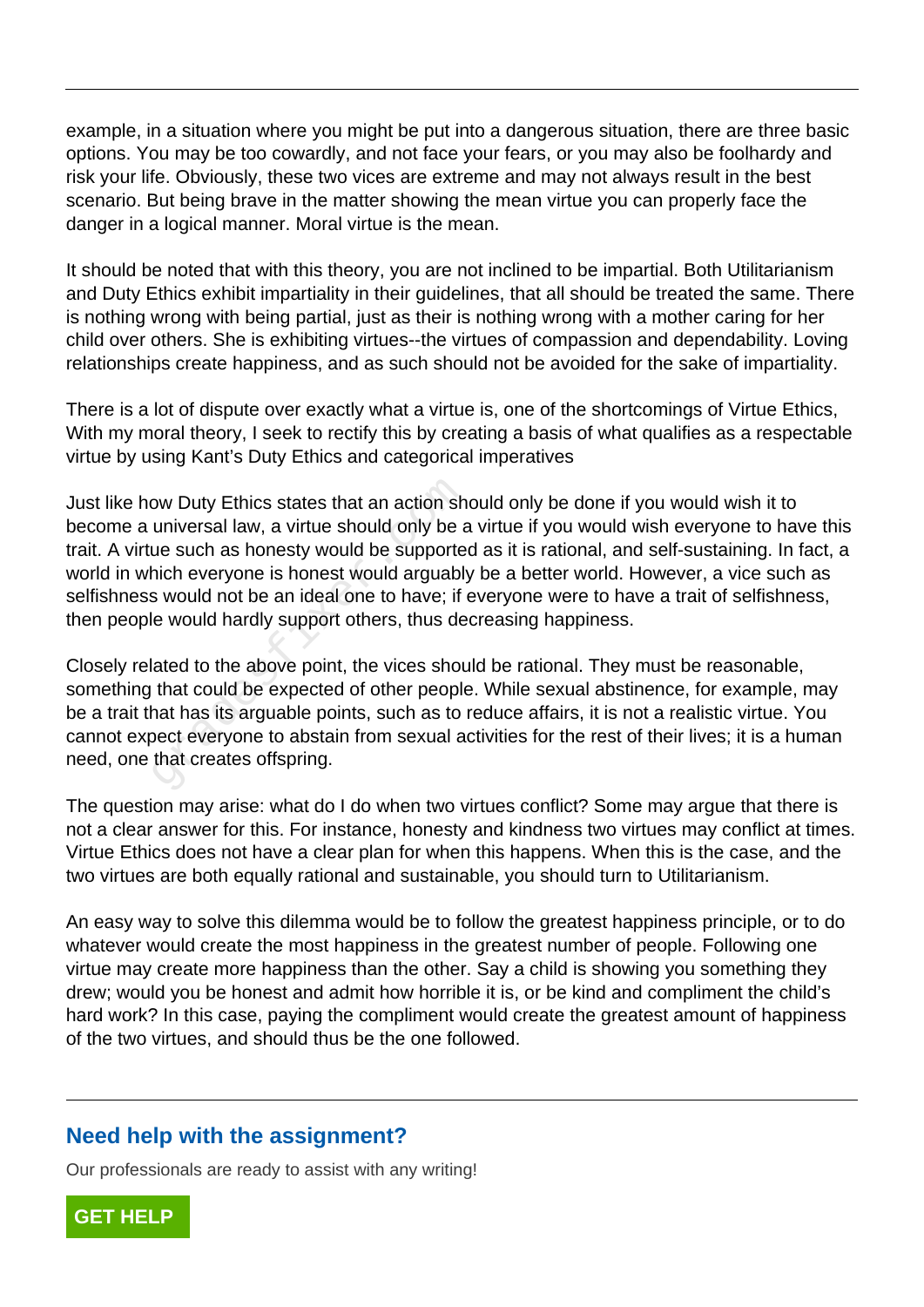example, in a situation where you might be put into a dangerous situation, there are three basic options. You may be too cowardly, and not face your fears, or you may also be foolhardy and risk your life. Obviously, these two vices are extreme and may not always result in the best scenario. But being brave in the matter showing the mean virtue you can properly face the danger in a logical manner. Moral virtue is the mean.

It should be noted that with this theory, you are not inclined to be impartial. Both Utilitarianism and Duty Ethics exhibit impartiality in their guidelines, that all should be treated the same. There is nothing wrong with being partial, just as their is nothing wrong with a mother caring for her child over others. She is exhibiting virtues--the virtues of compassion and dependability. Loving relationships create happiness, and as such should not be avoided for the sake of impartiality.

There is a lot of dispute over exactly what a virtue is, one of the shortcomings of Virtue Ethics, With my moral theory, I seek to rectify this by creating a basis of what qualifies as a respectable virtue by using Kant's Duty Ethics and categorical imperatives

Just like how Duty Ethics states that an action should only be done if you would wish it to become a universal law, a virtue should only be a virtue if you would wish everyone to have this trait. A virtue such as honesty would be supported as it is rational, and self-sustaining. In fact, a world in which everyone is honest would arguably be a better world. However, a vice such as selfishness would not be an ideal one to have; if everyone were to have a trait of selfishness, then people would hardly support others, thus decreasing happiness.

Closely related to the above point, the vices should be rational. They must be reasonable, something that could be expected of other people. While sexual abstinence, for example, may be a trait that has its arguable points, such as to reduce affairs, it is not a realistic virtue. You cannot expect everyone to abstain from sexual activities for the rest of their lives; it is a human need, one that creates offspring.

The question may arise: what do I do when two virtues conflict? Some may argue that there is not a clear answer for this. For instance, honesty and kindness two virtues may conflict at times. Virtue Ethics does not have a clear plan for when this happens. When this is the case, and the two virtues are both equally rational and sustainable, you should turn to Utilitarianism.

An easy way to solve this dilemma would be to follow the greatest happiness principle, or to do whatever would create the most happiness in the greatest number of people. Following one virtue may create more happiness than the other. Say a child is showing you something they drew; would you be honest and admit how horrible it is, or be kind and compliment the child's hard work? In this case, paying the compliment would create the greatest amount of happiness of the two virtues, and should thus be the one followed.

## Need help with the assignment?

Our professionals are ready to assist with any writing!

**GET HELP**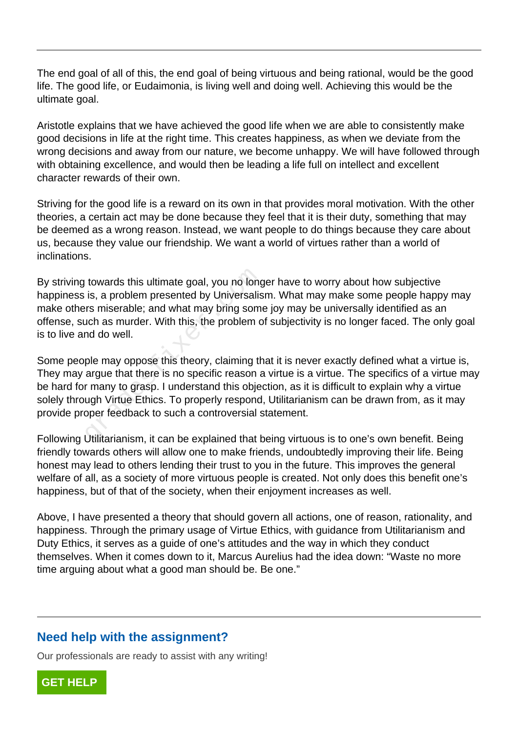The end goal of all of this, the end goal of being virtuous and being rational, would be the good life. The good life, or Eudaimonia, is living well and doing well. Achieving this would be the ultimate goal.

Aristotle explains that we have achieved the good life when we are able to consistently make good decisions in life at the right time. This creates happiness, as when we deviate from the wrong decisions and away from our nature, we become unhappy. We will have followed through with obtaining excellence, and would then be leading a life full on intellect and excellent character rewards of their own.

Striving for the good life is a reward on its own in that provides moral motivation. With the other theories, a certain act may be done because they feel that it is their duty, something that may be deemed as a wrong reason. Instead, we want people to do things because they care about us, because they value our friendship. We want a world of virtues rather than a world of inclinations.

By striving towards this ultimate goal, you no longer have to worry about how subjective happiness is, a problem presented by Universalism. What may make some people happy may make others miserable; and what may bring some joy may be universally identified as an offense, such as murder. With this, the problem of subjectivity is no longer faced. The only goal is to live and do well.

Some people may oppose this theory, claiming that it is never exactly defined what a virtue is, They may argue that there is no specific reason a virtue is a virtue. The specifics of a virtue may be hard for many to grasp. I understand this objection, as it is difficult to explain why a virtue solely through Virtue Ethics. To properly respond, Utilitarianism can be drawn from, as it may provide proper feedback to such a controversial statement.

Following Utilitarianism, it can be explained that being virtuous is to one's own benefit. Being friendly towards others will allow one to make friends, undoubtedly improving their life. Being honest may lead to others lending their trust to you in the future. This improves the general welfare of all, as a society of more virtuous people is created. Not only does this benefit one's happiness, but of that of the society, when their enjoyment increases as well.

Above, I have presented a theory that should govern all actions, one of reason, rationality, and happiness. Through the primary usage of Virtue Ethics, with guidance from Utilitarianism and Duty Ethics, it serves as a guide of one's attitudes and the way in which they conduct themselves. When it comes down to it, Marcus Aurelius had the idea down: "Waste no more time arguing about what a good man should be. Be one."

## Need help with the assignment?

Our professionals are ready to assist with any writing!

**GET HELP**